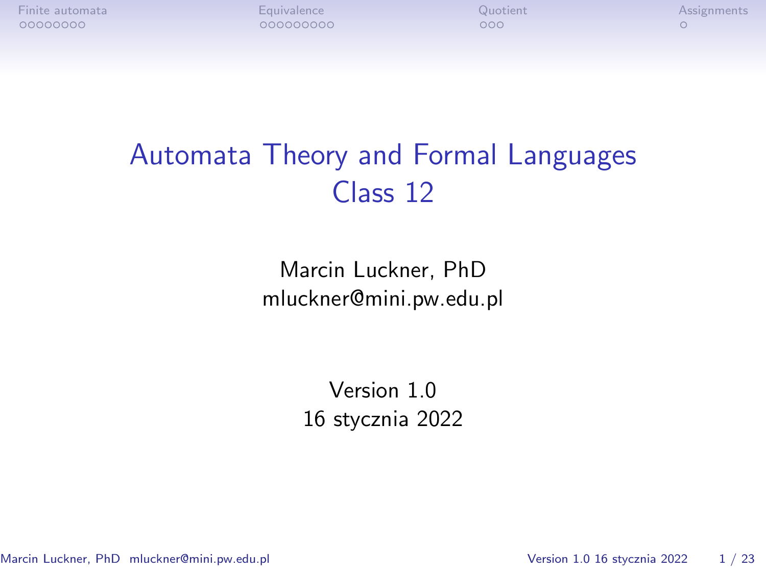# Automata Theory and Formal Languages
## Class 12

Marcin Luckner, PhD
mluckner@mini.pw.edu.pl

Version 1.0
16 stycznia 2022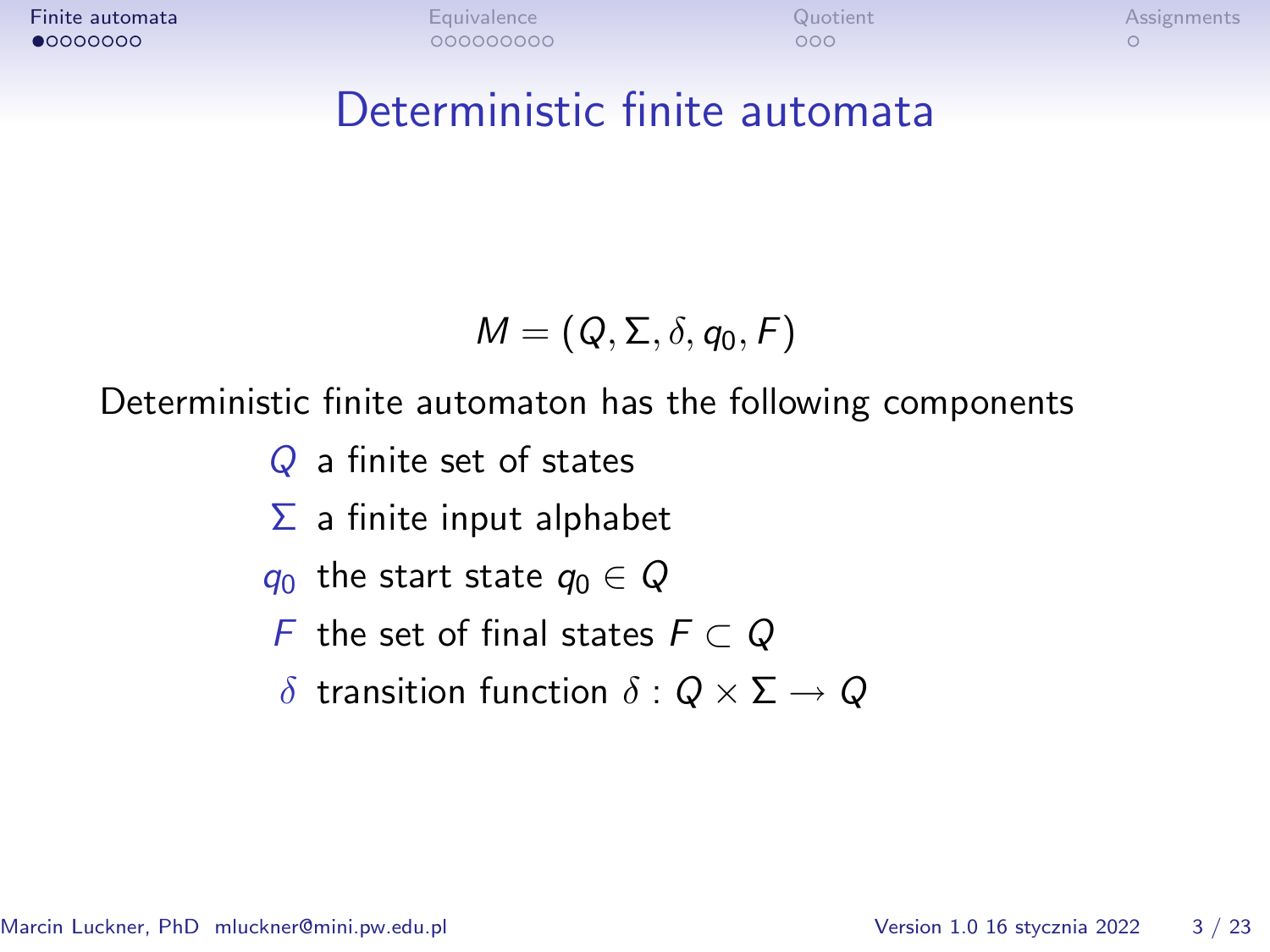# Deterministic finite automata

$$M = (Q, \Sigma, \delta, q_0, F)$$

Deterministic finite automaton has the following components

- $Q$ a finite set of states
- $\Sigma$ a finite input alphabet
- $q_0$ the start state $q_0 \in Q$
- $F$ the set of final states $F \subset Q$
- $\delta$ transition function $\delta : Q \times \Sigma \rightarrow Q$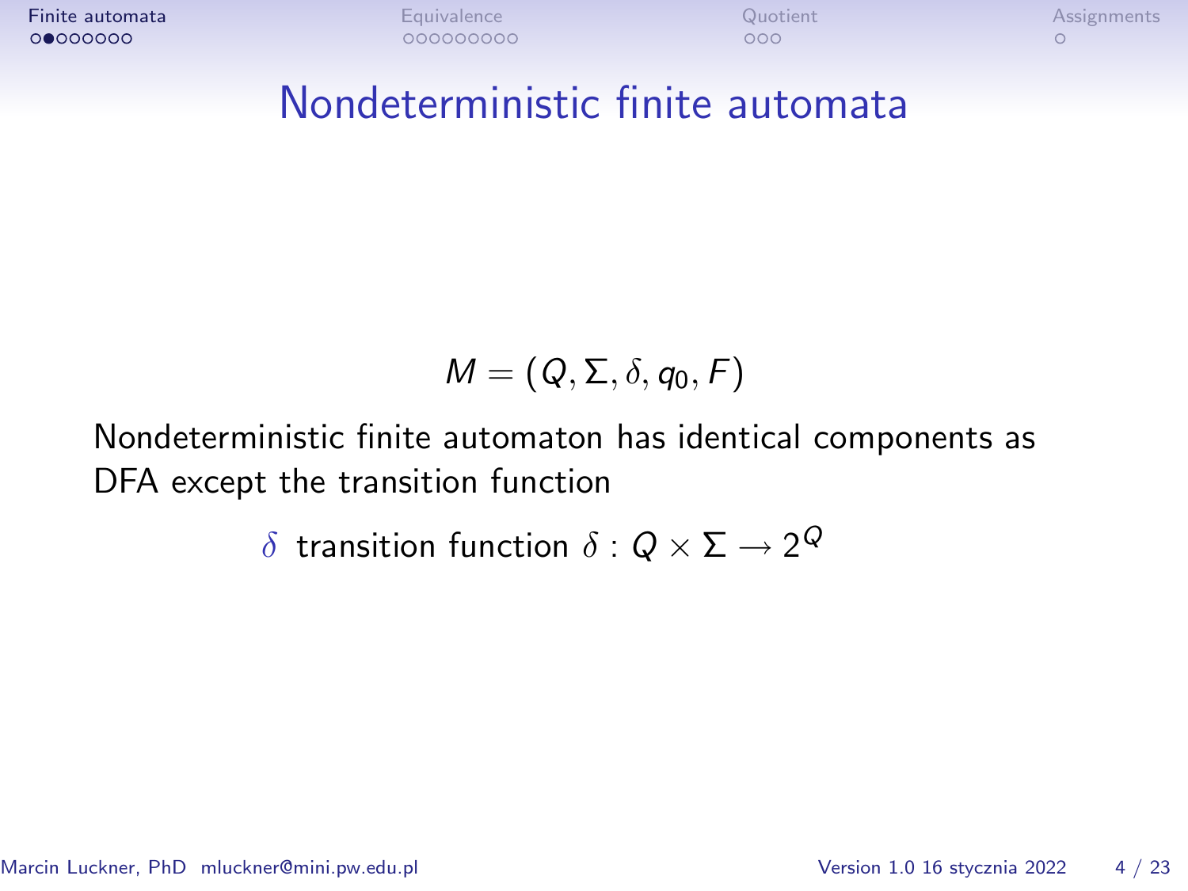# Nondeterministic finite automata

$$M = (Q, \Sigma, \delta, q_0, F)$$

Nondeterministic finite automaton has identical components as DFA except the transition function

$\delta$ transition function $\delta : Q \times \Sigma \rightarrow 2^Q$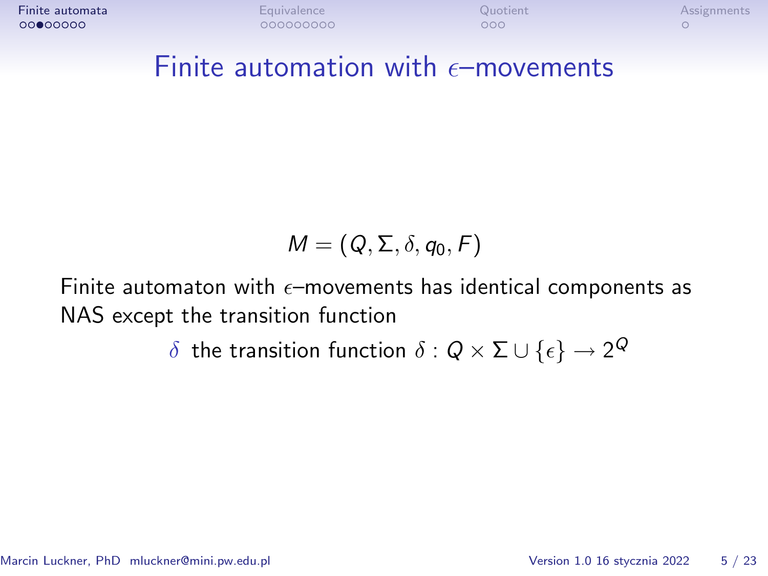# Finite automation with $\epsilon$–movements

$$M = (Q, \Sigma, \delta, q_0, F)$$

Finite automaton with $\epsilon$–movements has identical components as NAS except the transition function

$\delta$ the transition function $\delta : Q \times \Sigma \cup \{\epsilon\} \rightarrow 2^Q$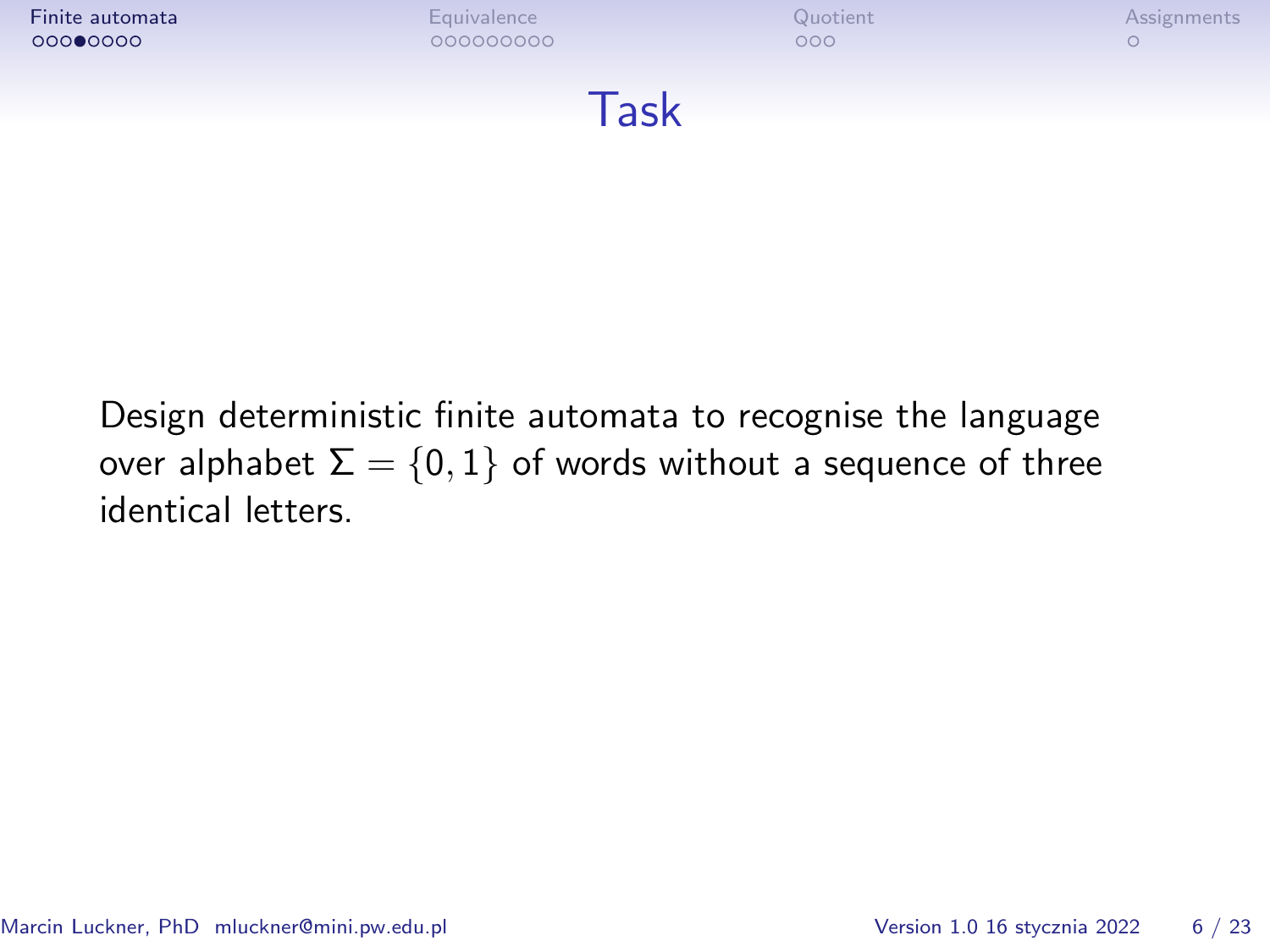# Task

Design deterministic finite automata to recognise the language over alphabet $\Sigma = \{0, 1\}$ of words without a sequence of three identical letters.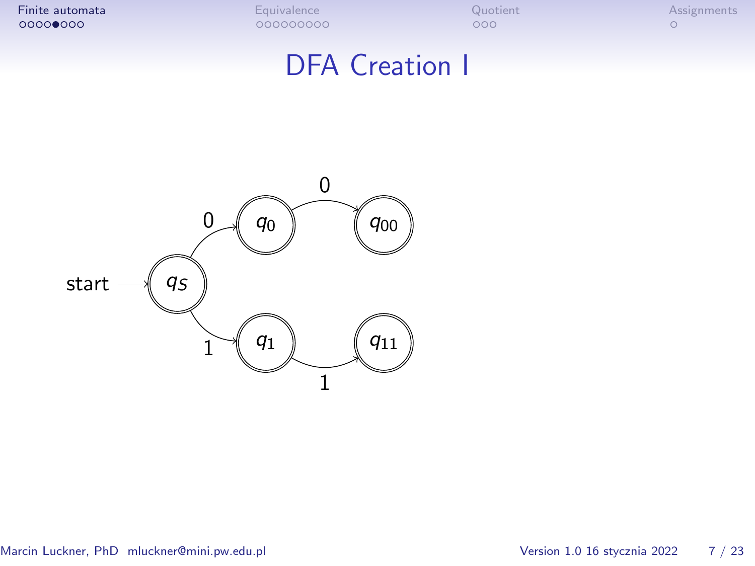# DFA Creation I

start → $q_S$

$q_S \xrightarrow{0} q_0$, $q_0 \xrightarrow{0} q_{00}$

$q_S \xrightarrow{1} q_1$, $q_1 \xrightarrow{1} q_{11}$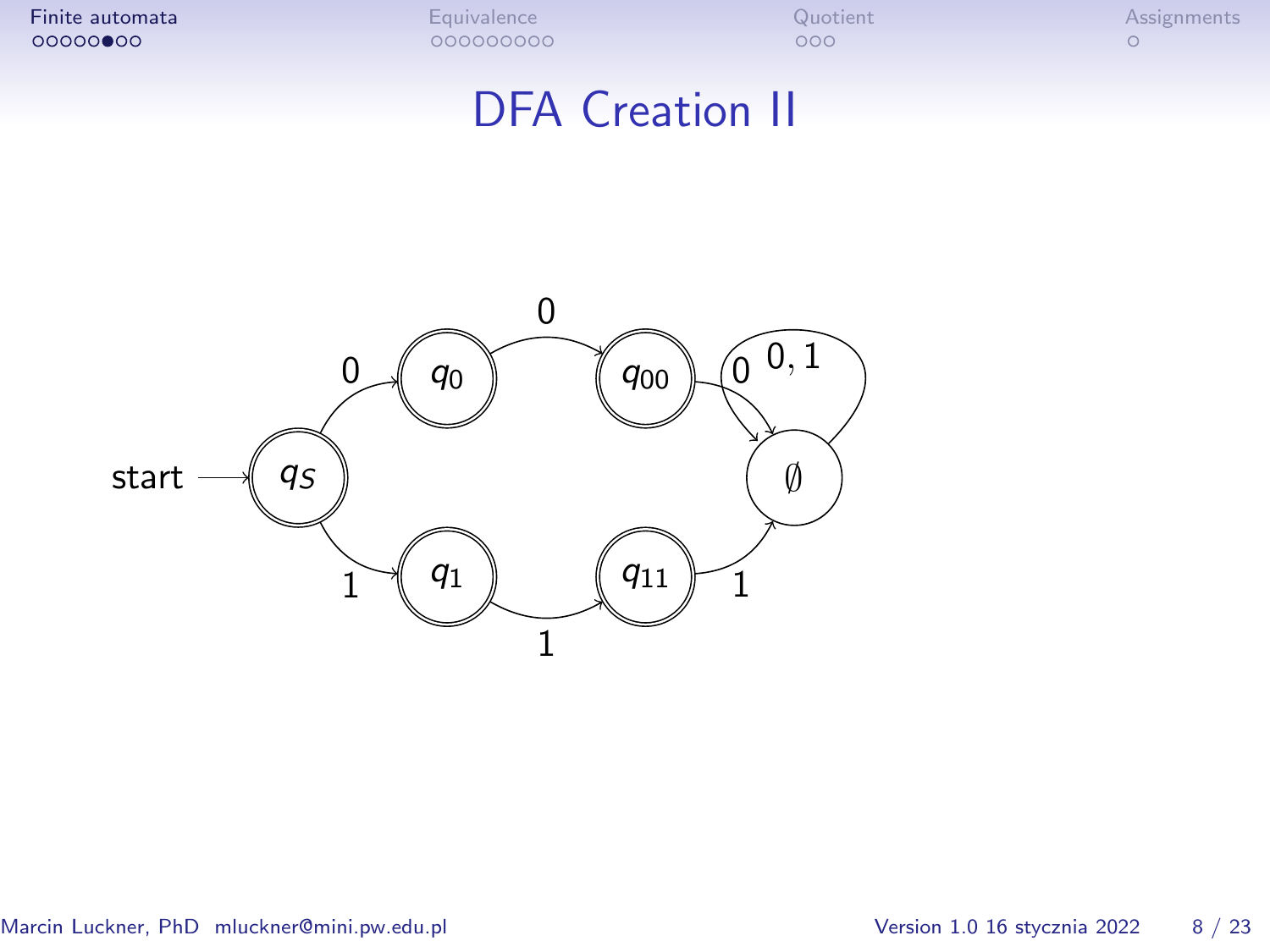# DFA Creation II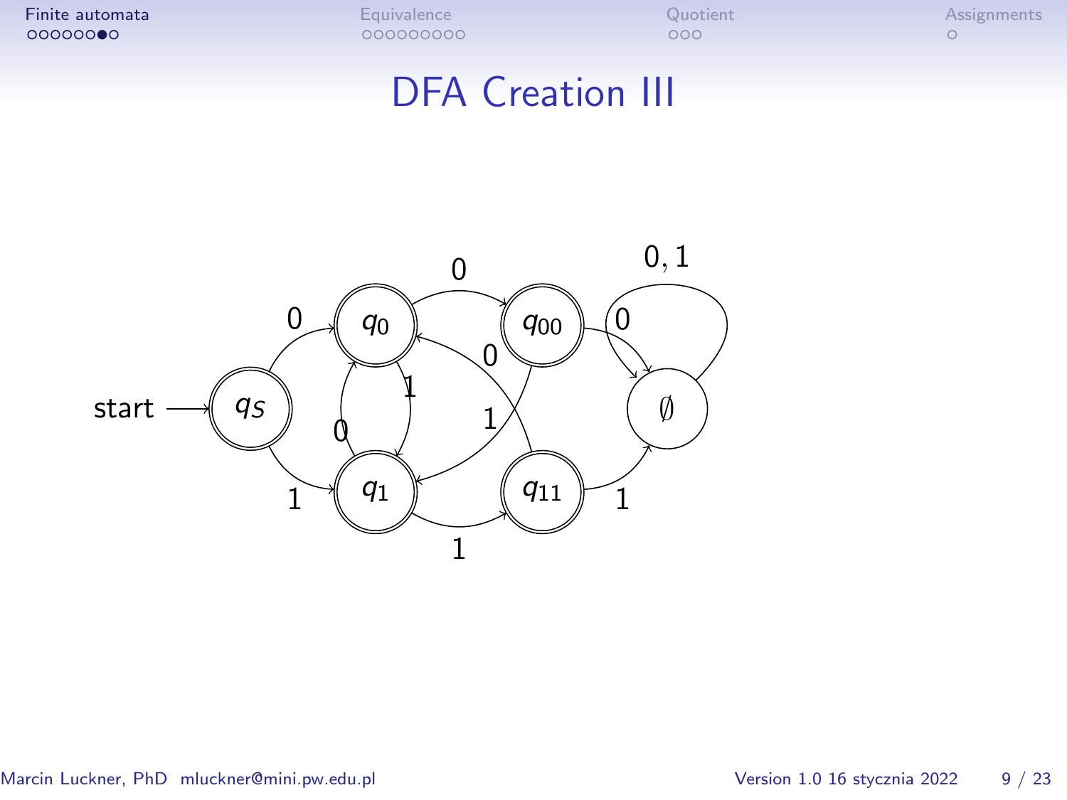# DFA Creation III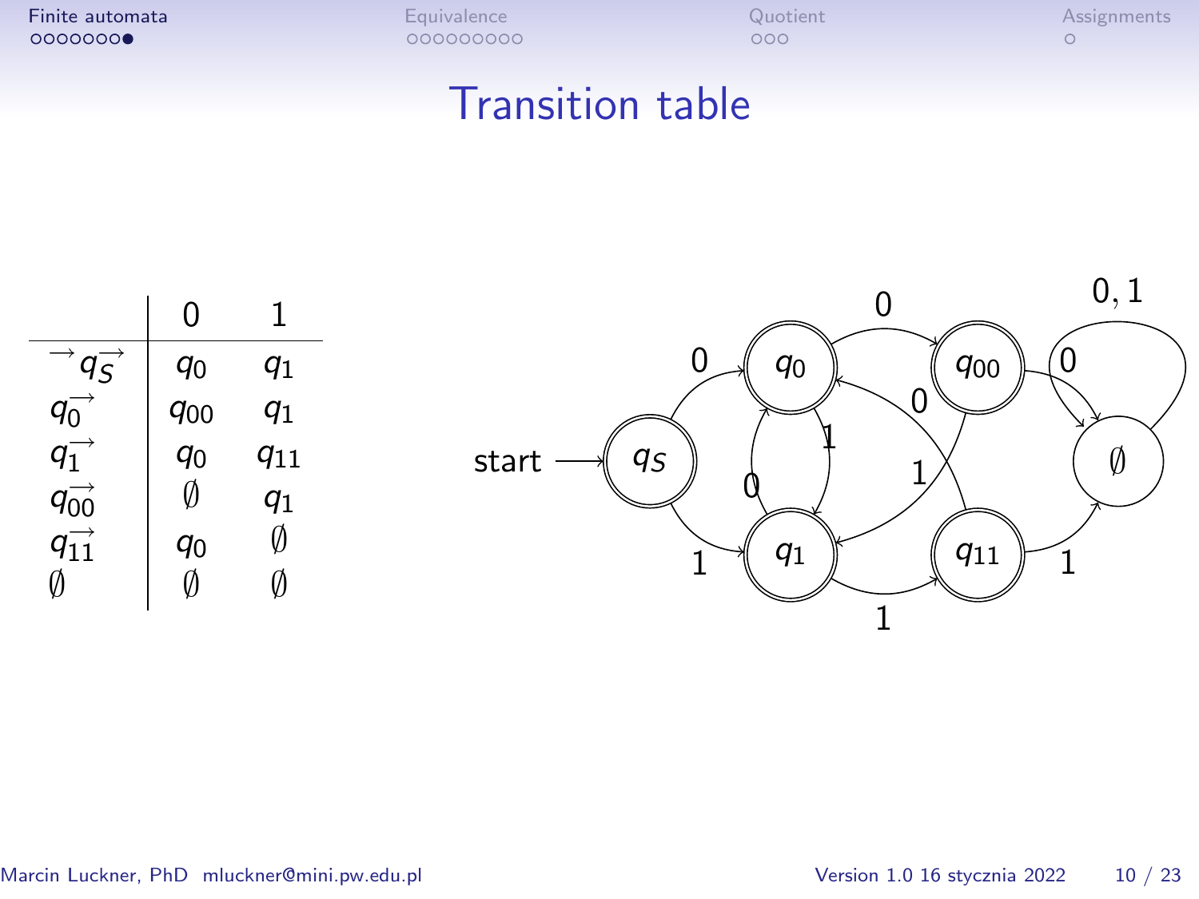# Transition table

|  | 0 | 1 |
|---|---|---|
| $\rightarrow \overrightarrow{q_S}$ | $q_0$ | $q_1$ |
| $\overrightarrow{q_0}$ | $q_{00}$ | $q_1$ |
| $\overrightarrow{q_1}$ | $q_0$ | $q_{11}$ |
| $\overrightarrow{q_{00}}$ | $\emptyset$ | $q_1$ |
| $\overrightarrow{q_{11}}$ | $q_0$ | $\emptyset$ |
| $\emptyset$ | $\emptyset$ | $\emptyset$ |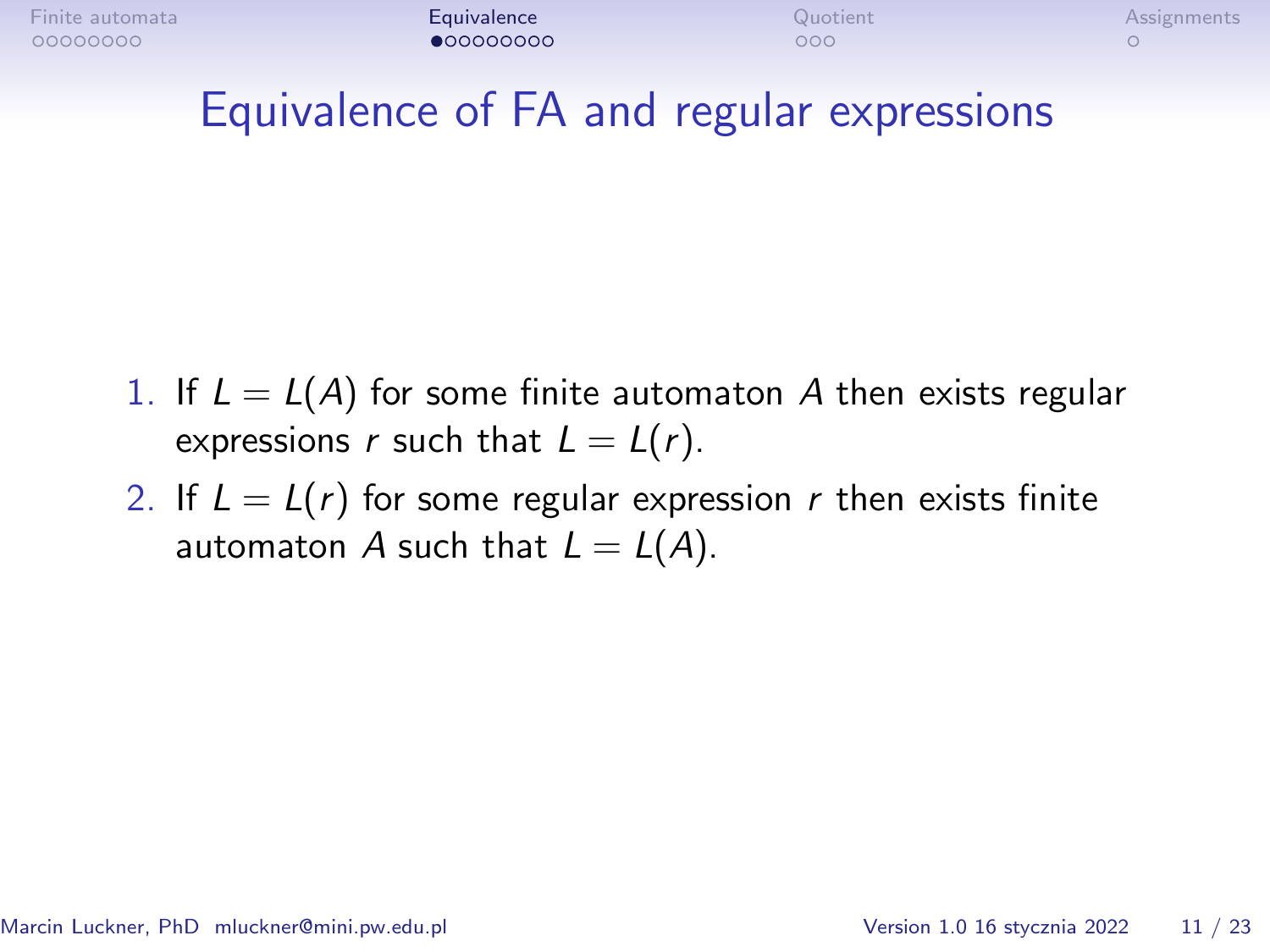# Equivalence of FA and regular expressions

1. If $L = L(A)$ for some finite automaton $A$ then exists regular expressions $r$ such that $L = L(r)$.
2. If $L = L(r)$ for some regular expression $r$ then exists finite automaton $A$ such that $L = L(A)$.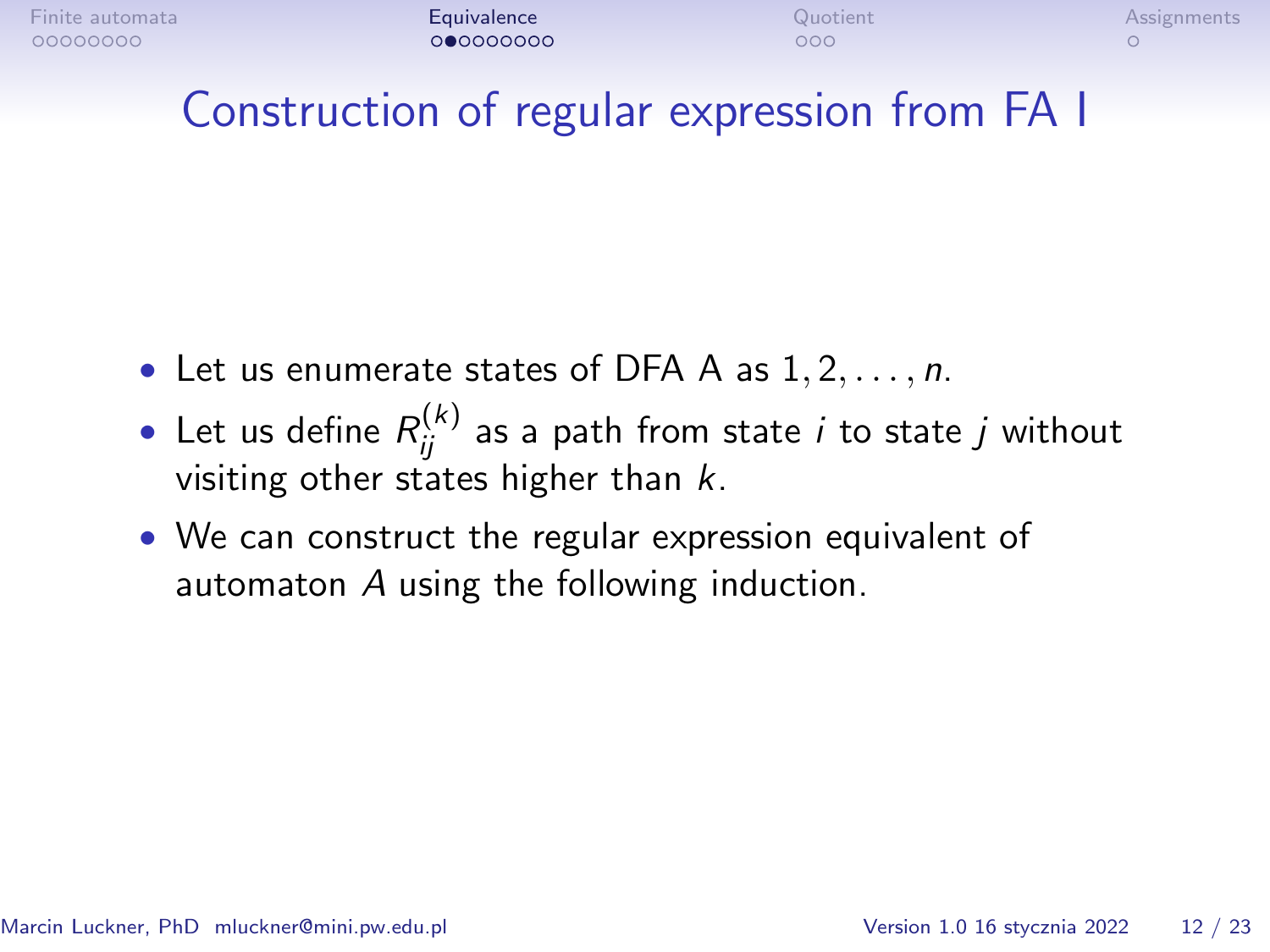# Construction of regular expression from FA I

- Let us enumerate states of DFA A as $1, 2, \ldots, n$.
- Let us define $R_{ij}^{(k)}$ as a path from state $i$ to state $j$ without visiting other states higher than $k$.
- We can construct the regular expression equivalent of automaton $A$ using the following induction.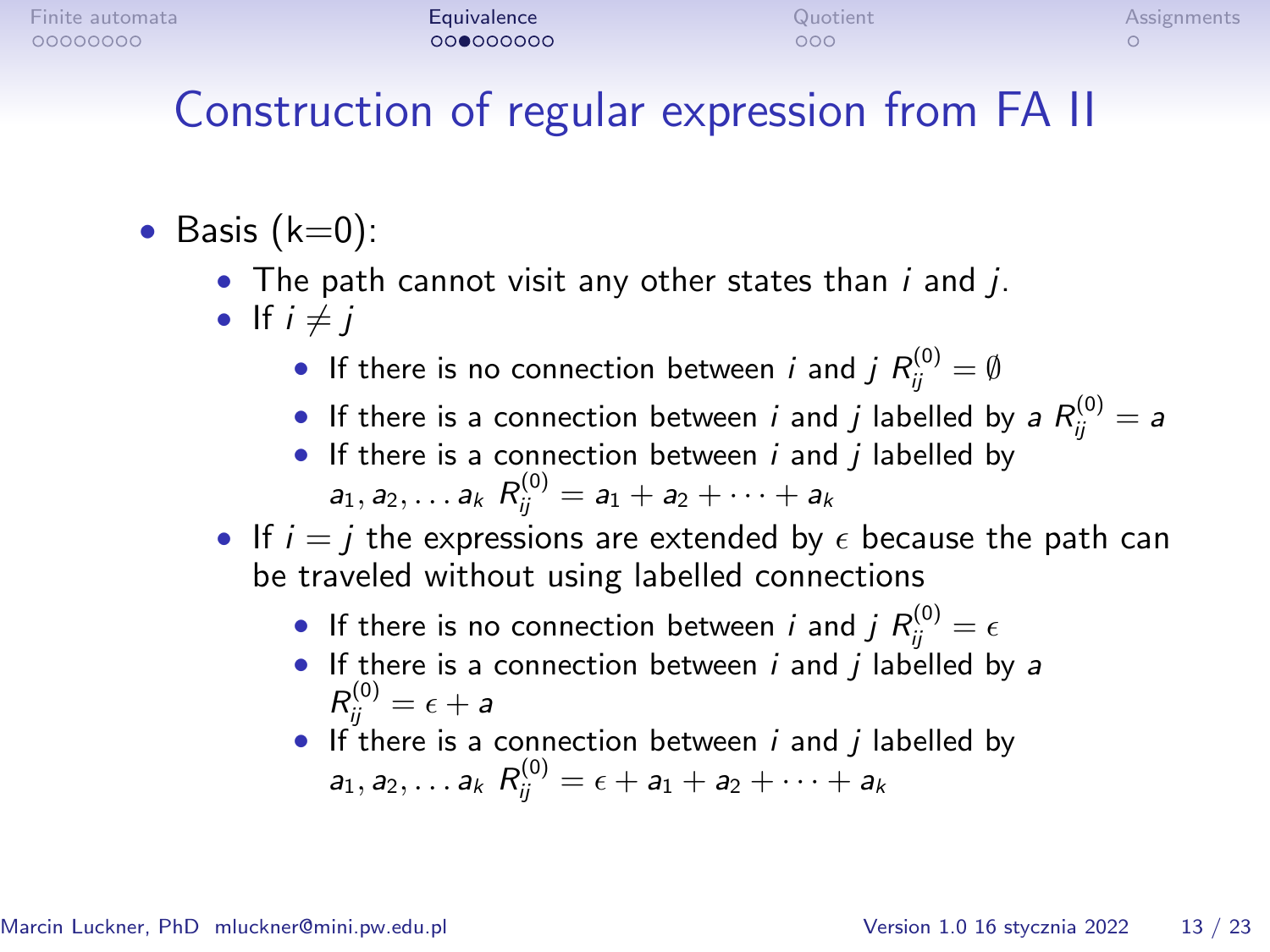# Construction of regular expression from FA II

- Basis (k=0):
  - The path cannot visit any other states than $i$ and $j$.
  - If $i \neq j$
    - If there is no connection between $i$ and $j$ $R_{ij}^{(0)} = \emptyset$
    - If there is a connection between $i$ and $j$ labelled by $a$ $R_{ij}^{(0)} = a$
    - If there is a connection between $i$ and $j$ labelled by $a_1, a_2, \ldots a_k$ $R_{ij}^{(0)} = a_1 + a_2 + \cdots + a_k$
  - If $i = j$ the expressions are extended by $\epsilon$ because the path can be traveled without using labelled connections
    - If there is no connection between $i$ and $j$ $R_{ij}^{(0)} = \epsilon$
    - If there is a connection between $i$ and $j$ labelled by $a$ $R_{ij}^{(0)} = \epsilon + a$
    - If there is a connection between $i$ and $j$ labelled by $a_1, a_2, \ldots a_k$ $R_{ij}^{(0)} = \epsilon + a_1 + a_2 + \cdots + a_k$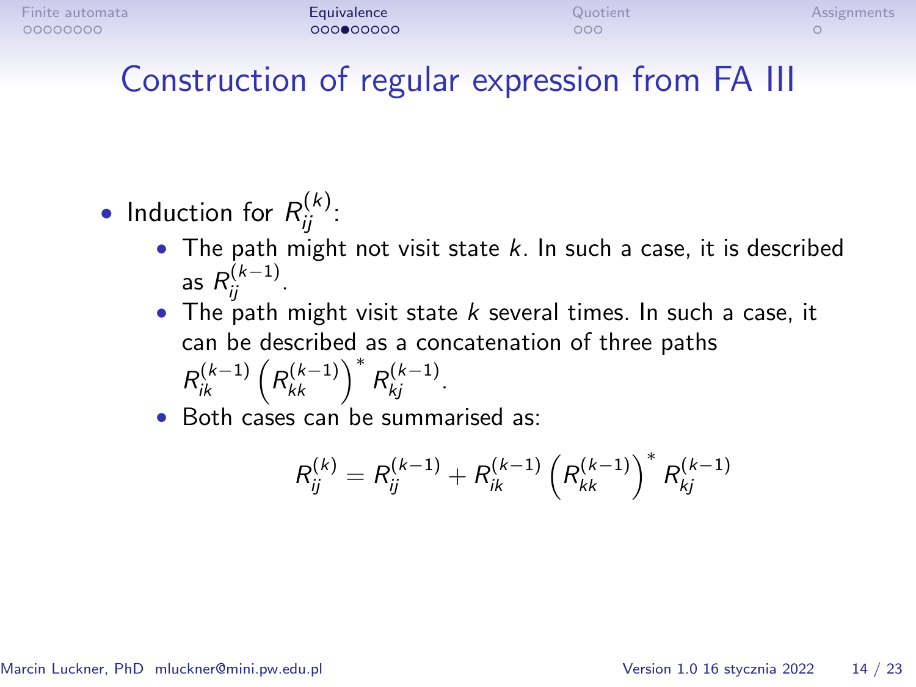# Construction of regular expression from FA III

- Induction for $R_{ij}^{(k)}$:
  - The path might not visit state $k$. In such a case, it is described as $R_{ij}^{(k-1)}$.
  - The path might visit state $k$ several times. In such a case, it can be described as a concatenation of three paths $R_{ik}^{(k-1)} \left(R_{kk}^{(k-1)}\right)^* R_{kj}^{(k-1)}$.
  - Both cases can be summarised as:

$$R_{ij}^{(k)} = R_{ij}^{(k-1)} + R_{ik}^{(k-1)} \left(R_{kk}^{(k-1)}\right)^* R_{kj}^{(k-1)}$$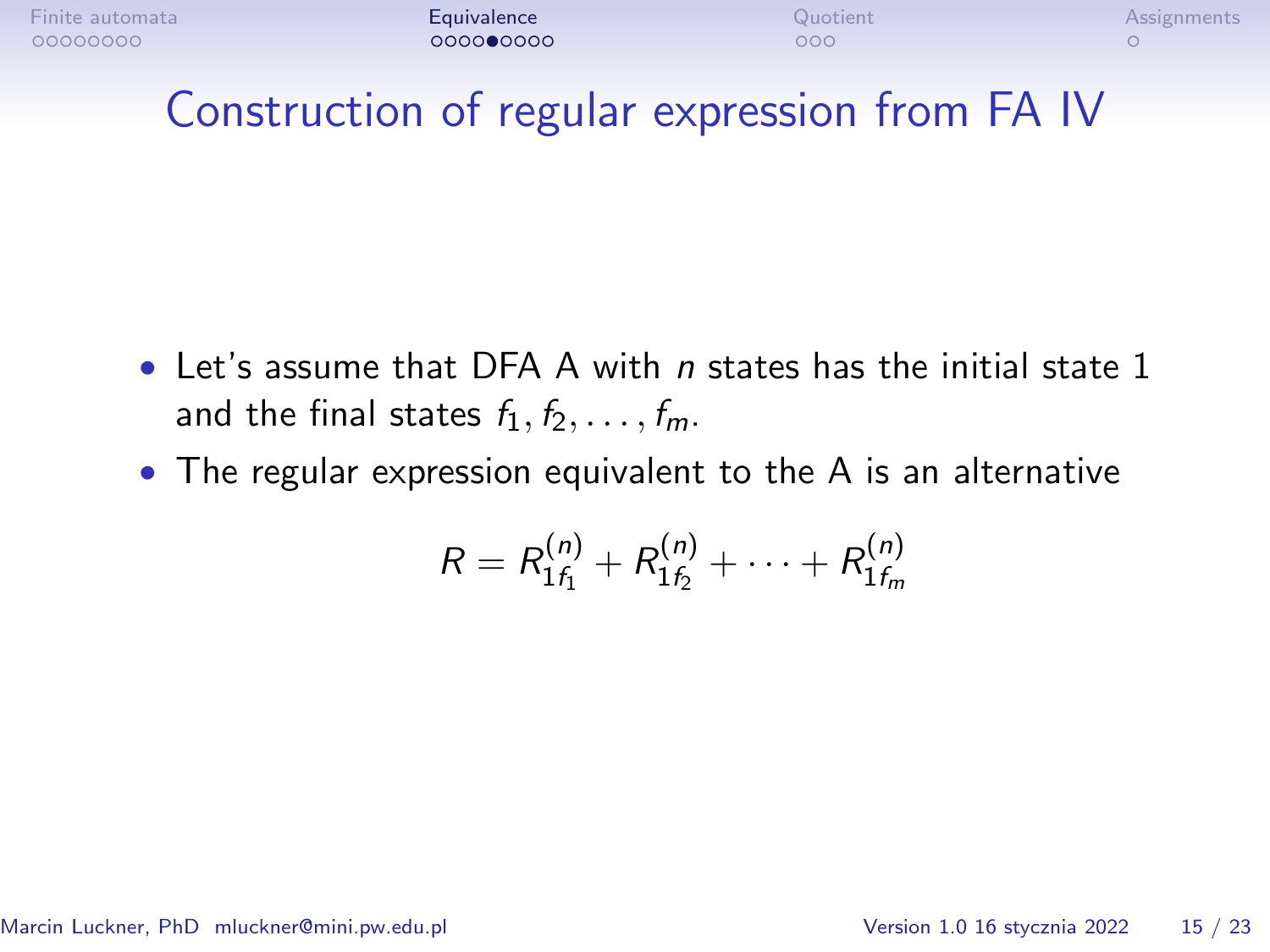# Construction of regular expression from FA IV

- Let's assume that DFA A with $n$ states has the initial state 1 and the final states $f_1, f_2, \ldots, f_m$.
- The regular expression equivalent to the A is an alternative

$$R = R^{(n)}_{1f_1} + R^{(n)}_{1f_2} + \cdots + R^{(n)}_{1f_m}$$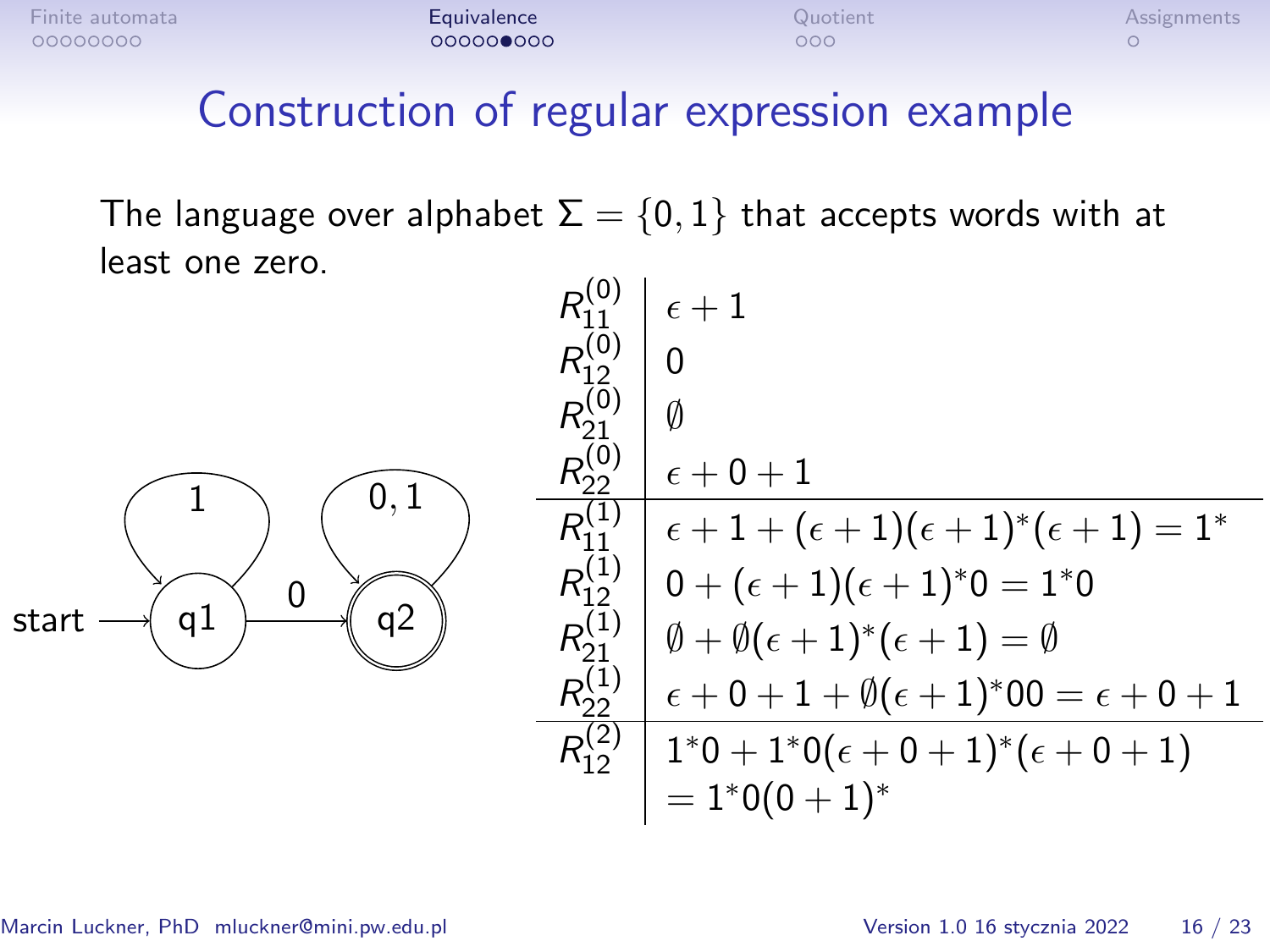# Construction of regular expression example

The language over alphabet $\Sigma = \{0, 1\}$ that accepts words with at least one zero.

| | |
|---|---|
| $R_{11}^{(0)}$ | $\epsilon + 1$ |
| $R_{12}^{(0)}$ | $0$ |
| $R_{21}^{(0)}$ | $\emptyset$ |
| $R_{22}^{(0)}$ | $\epsilon + 0 + 1$ |
| $R_{11}^{(1)}$ | $\epsilon + 1 + (\epsilon + 1)(\epsilon + 1)^*(\epsilon + 1) = 1^*$ |
| $R_{12}^{(1)}$ | $0 + (\epsilon + 1)(\epsilon + 1)^*0 = 1^*0$ |
| $R_{21}^{(1)}$ | $\emptyset + \emptyset(\epsilon + 1)^*(\epsilon + 1) = \emptyset$ |
| $R_{22}^{(1)}$ | $\epsilon + 0 + 1 + \emptyset(\epsilon + 1)^*00 = \epsilon + 0 + 1$ |
| $R_{12}^{(2)}$ | $1^*0 + 1^*0(\epsilon + 0 + 1)^*(\epsilon + 0 + 1)$ $= 1^*0(0 + 1)^*$ |

(Automaton: start → q1; q1 has a loop on 1; q1 → q2 on 0; q2 (accepting) has a loop on 0, 1.)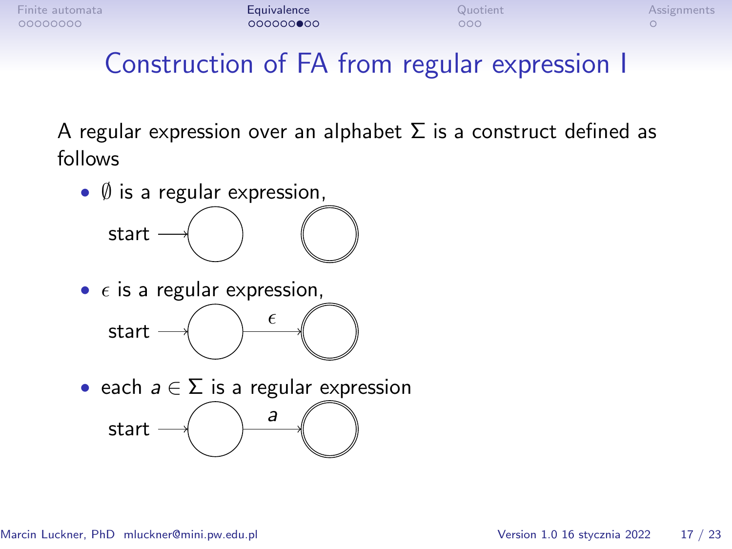# Construction of FA from regular expression I

A regular expression over an alphabet $\Sigma$ is a construct defined as follows

- $\emptyset$ is a regular expression,

  start

- $\epsilon$ is a regular expression,

  start $\epsilon$

- each $a \in \Sigma$ is a regular expression

  start $a$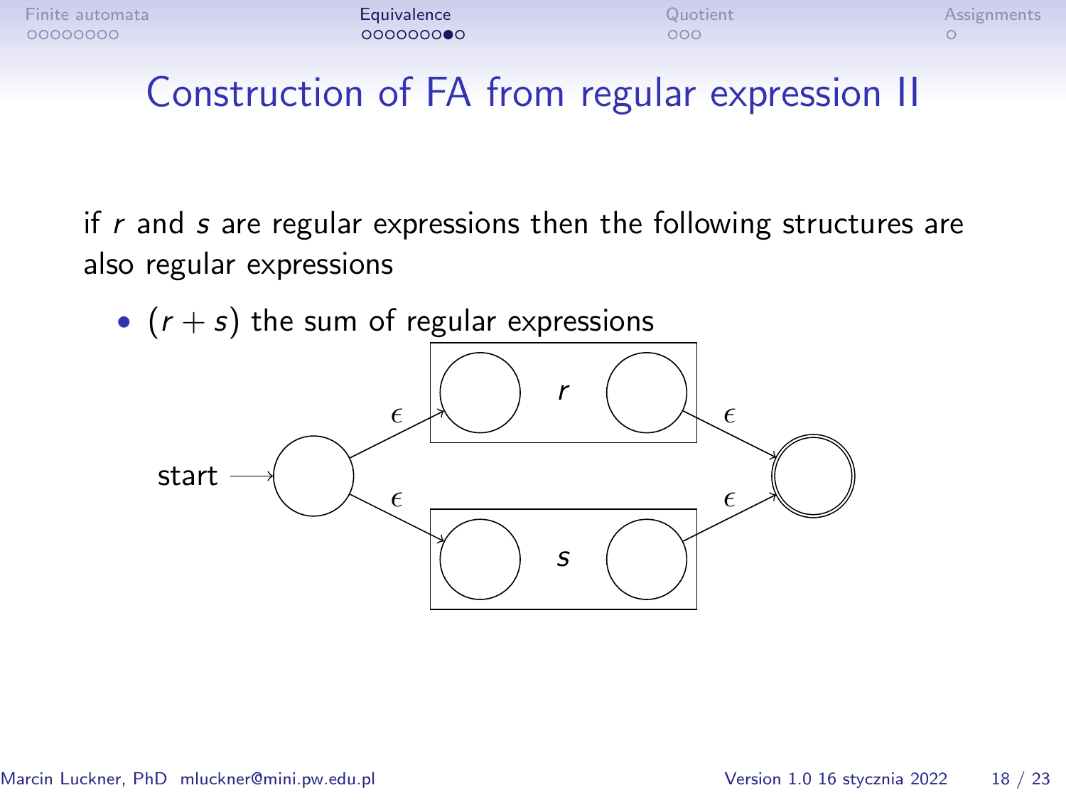# Construction of FA from regular expression II

if $r$ and $s$ are regular expressions then the following structures are also regular expressions

- $(r + s)$ the sum of regular expressions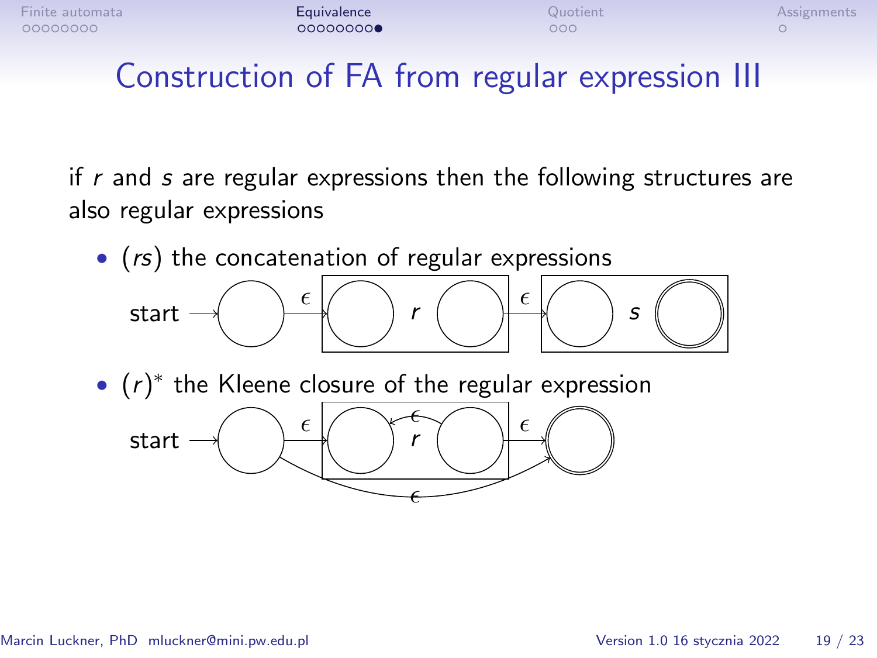# Construction of FA from regular expression III

if $r$ and $s$ are regular expressions then the following structures are also regular expressions

- $(rs)$ the concatenation of regular expressions
- $(r)^*$ the Kleene closure of the regular expression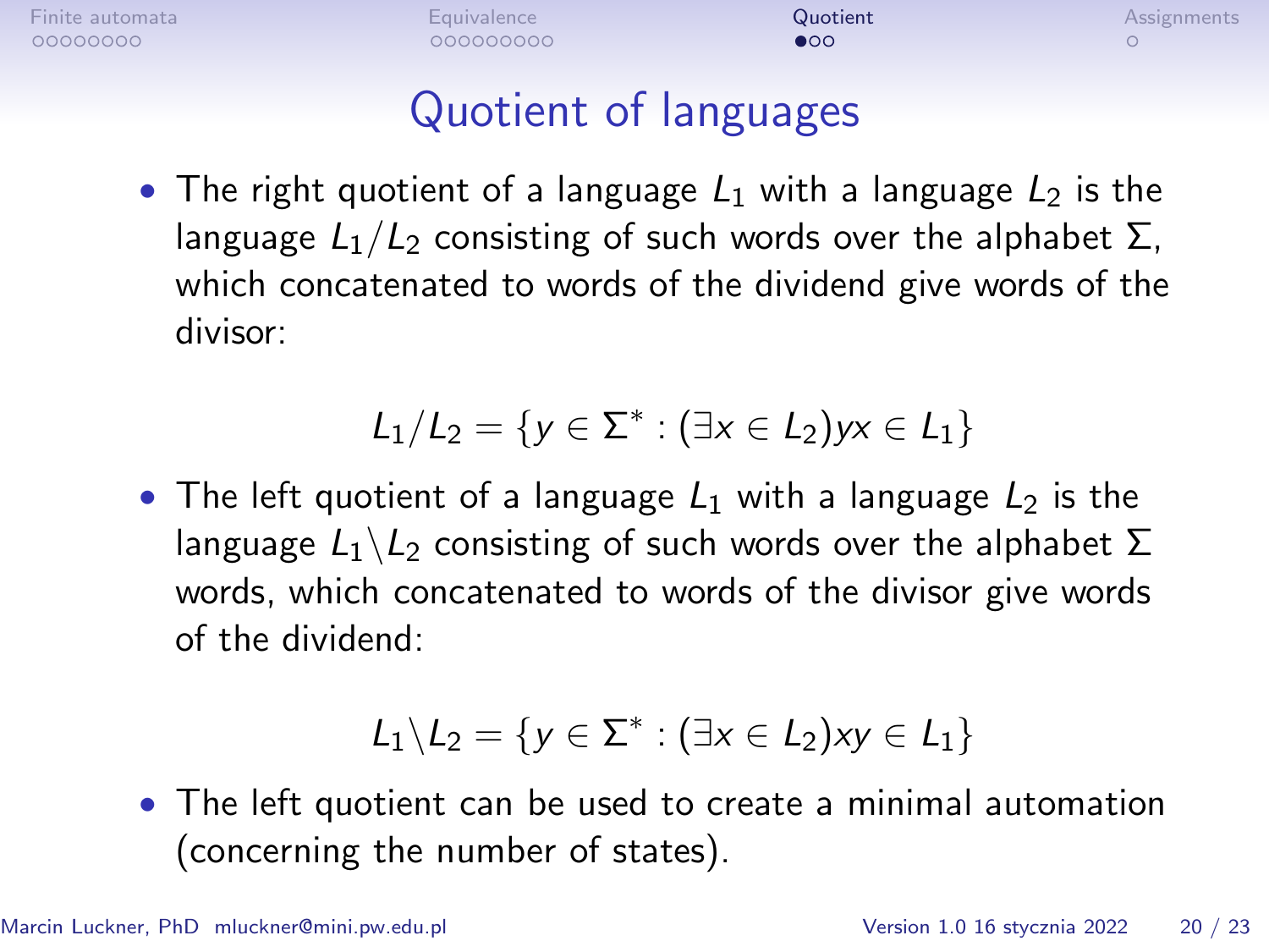# Quotient of languages

- The right quotient of a language $L_1$ with a language $L_2$ is the language $L_1/L_2$ consisting of such words over the alphabet $\Sigma$, which concatenated to words of the dividend give words of the divisor:

$$L_1/L_2 = \{y \in \Sigma^* : (\exists x \in L_2) yx \in L_1\}$$

- The left quotient of a language $L_1$ with a language $L_2$ is the language $L_1 \backslash L_2$ consisting of such words over the alphabet $\Sigma$ words, which concatenated to words of the divisor give words of the dividend:

$$L_1 \backslash L_2 = \{y \in \Sigma^* : (\exists x \in L_2) xy \in L_1\}$$

- The left quotient can be used to create a minimal automation (concerning the number of states).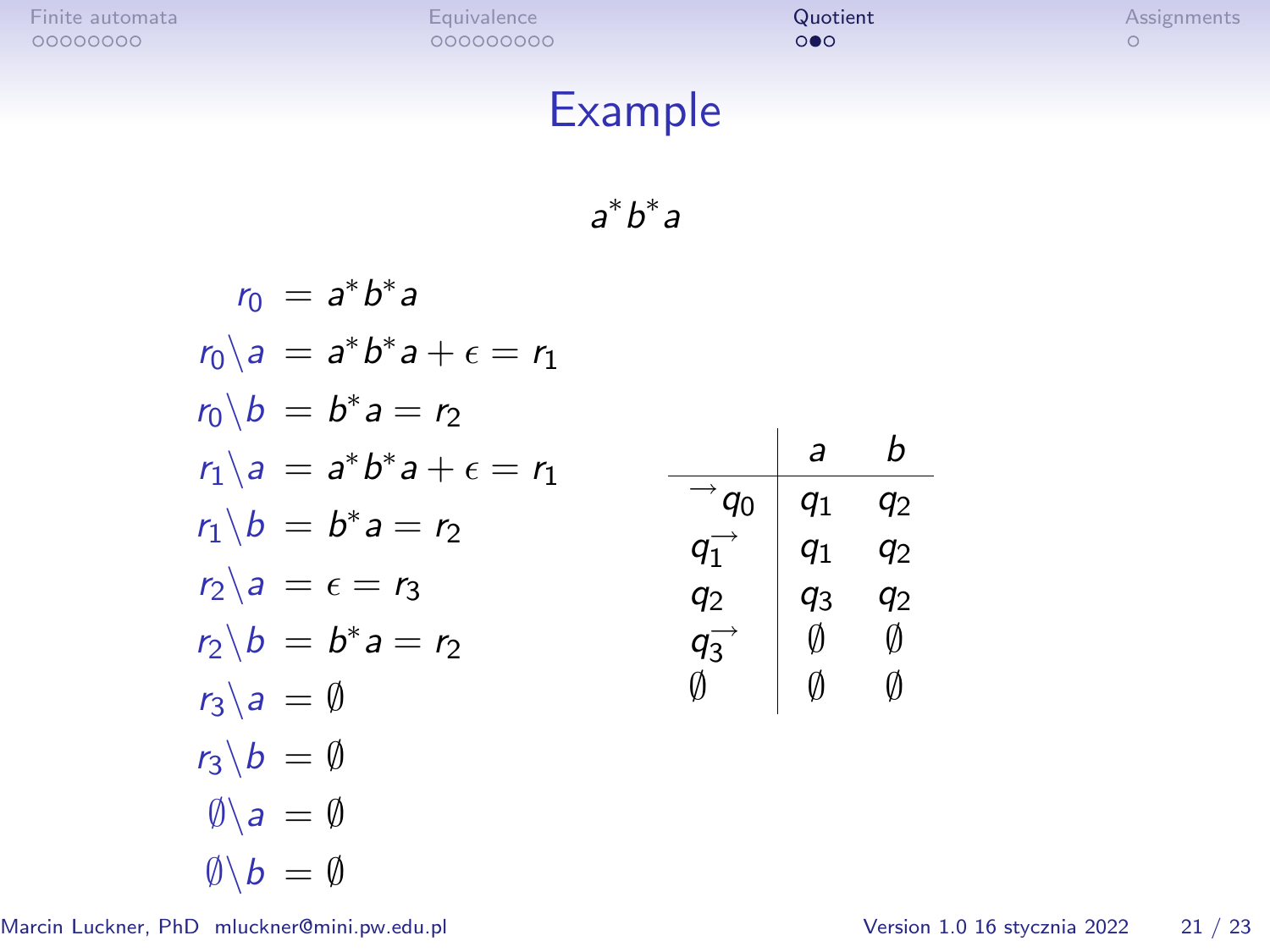# Example

$$a^*b^*a$$

$$
\begin{aligned}
r_0 &= a^*b^*a \\
r_0\backslash a &= a^*b^*a + \epsilon = r_1 \\
r_0\backslash b &= b^*a = r_2 \\
r_1\backslash a &= a^*b^*a + \epsilon = r_1 \\
r_1\backslash b &= b^*a = r_2 \\
r_2\backslash a &= \epsilon = r_3 \\
r_2\backslash b &= b^*a = r_2 \\
r_3\backslash a &= \emptyset \\
r_3\backslash b &= \emptyset \\
\emptyset\backslash a &= \emptyset \\
\emptyset\backslash b &= \emptyset
\end{aligned}
$$

| | $a$ | $b$ |
|---|---|---|
| $\rightarrow q_0$ | $q_1$ | $q_2$ |
| $q_1^{\rightarrow}$ | $q_1$ | $q_2$ |
| $q_2$ | $q_3$ | $q_2$ |
| $q_3^{\rightarrow}$ | $\emptyset$ | $\emptyset$ |
| $\emptyset$ | $\emptyset$ | $\emptyset$ |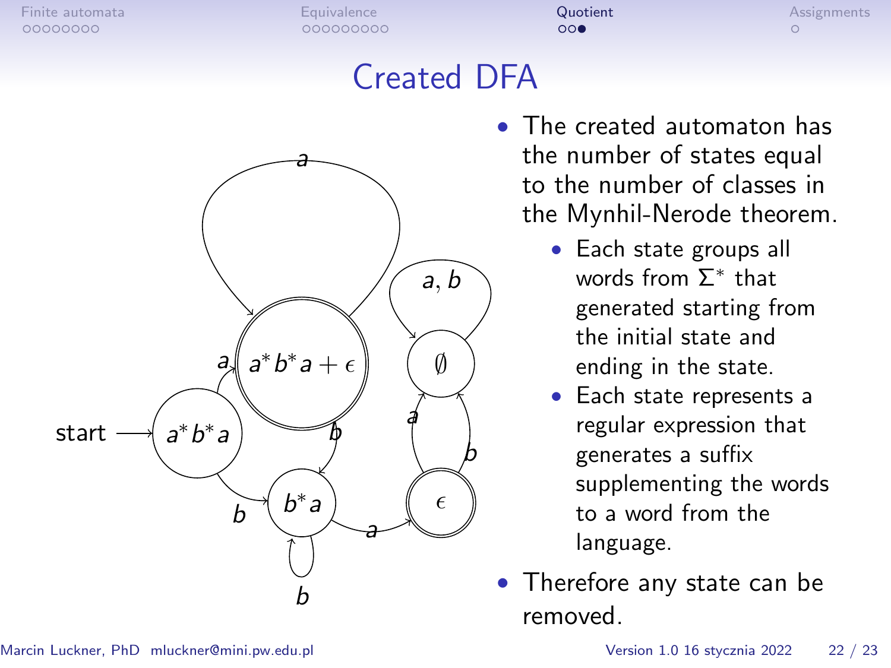# Created DFA

- The created automaton has the number of states equal to the number of classes in the Mynhil-Nerode theorem.
  - Each state groups all words from $\Sigma^*$ that generated starting from the initial state and ending in the state.
  - Each state represents a regular expression that generates a suffix supplementing the words to a word from the language.
- Therefore any state can be removed.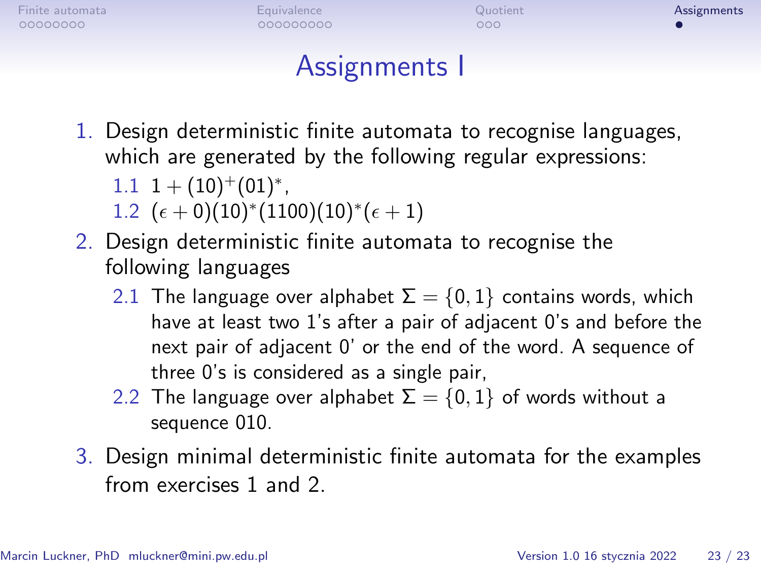# Assignments I

1. Design deterministic finite automata to recognise languages, which are generated by the following regular expressions:
   1.1 $1 + (10)^{+}(01)^{*}$,
   1.2 $(\epsilon + 0)(10)^{*}(1100)(10)^{*}(\epsilon + 1)$
2. Design deterministic finite automata to recognise the following languages
   2.1 The language over alphabet $\Sigma = \{0, 1\}$ contains words, which have at least two 1's after a pair of adjacent 0's and before the next pair of adjacent 0' or the end of the word. A sequence of three 0's is considered as a single pair,
   2.2 The language over alphabet $\Sigma = \{0, 1\}$ of words without a sequence 010.
3. Design minimal deterministic finite automata for the examples from exercises 1 and 2.